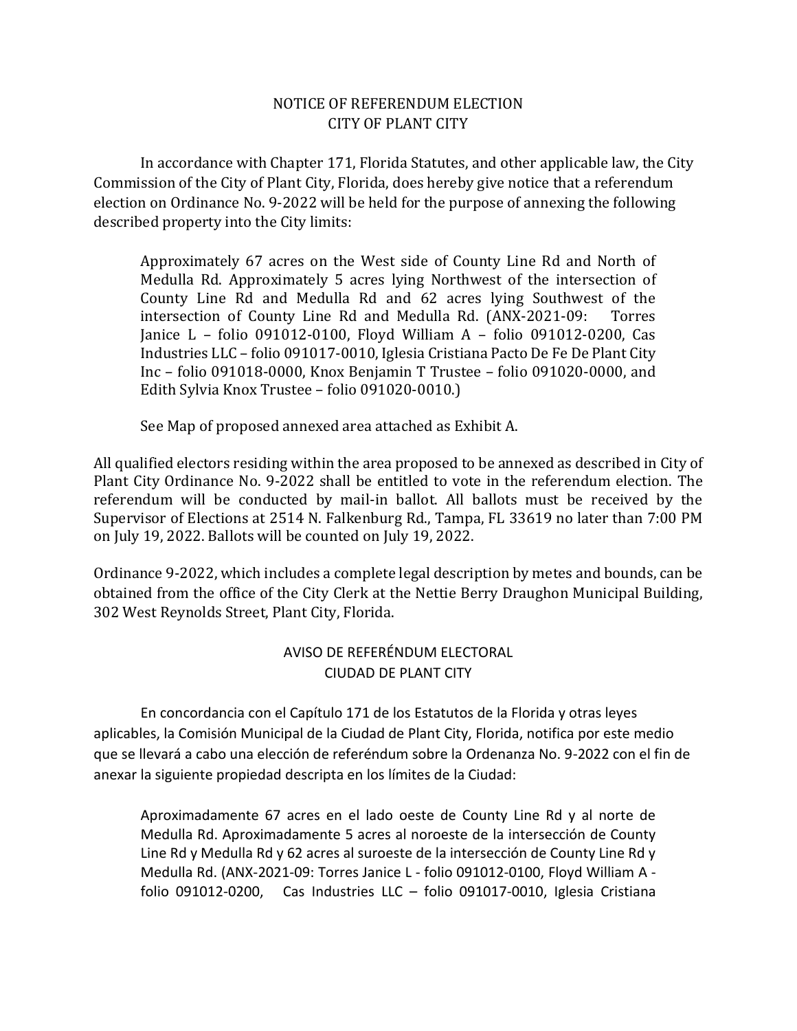# NOTICE OF REFERENDUM ELECTION
# CITY OF PLANT CITY

In accordance with Chapter 171, Florida Statutes, and other applicable law, the City Commission of the City of Plant City, Florida, does hereby give notice that a referendum election on Ordinance No. 9-2022 will be held for the purpose of annexing the following described property into the City limits:

> Approximately 67 acres on the West side of County Line Rd and North of Medulla Rd. Approximately 5 acres lying Northwest of the intersection of County Line Rd and Medulla Rd and 62 acres lying Southwest of the intersection of County Line Rd and Medulla Rd. (ANX-2021-09: Torres Janice L – folio 091012-0100, Floyd William A – folio 091012-0200, Cas Industries LLC – folio 091017-0010, Iglesia Cristiana Pacto De Fe De Plant City Inc – folio 091018-0000, Knox Benjamin T Trustee – folio 091020-0000, and Edith Sylvia Knox Trustee – folio 091020-0010.)
>
> See Map of proposed annexed area attached as Exhibit A.

All qualified electors residing within the area proposed to be annexed as described in City of Plant City Ordinance No. 9-2022 shall be entitled to vote in the referendum election. The referendum will be conducted by mail-in ballot. All ballots must be received by the Supervisor of Elections at 2514 N. Falkenburg Rd., Tampa, FL 33619 no later than 7:00 PM on July 19, 2022. Ballots will be counted on July 19, 2022.

Ordinance 9-2022, which includes a complete legal description by metes and bounds, can be obtained from the office of the City Clerk at the Nettie Berry Draughon Municipal Building, 302 West Reynolds Street, Plant City, Florida.

# AVISO DE REFERÉNDUM ELECTORAL
# CIUDAD DE PLANT CITY

En concordancia con el Capítulo 171 de los Estatutos de la Florida y otras leyes aplicables, la Comisión Municipal de la Ciudad de Plant City, Florida, notifica por este medio que se llevará a cabo una elección de referéndum sobre la Ordenanza No. 9-2022 con el fin de anexar la siguiente propiedad descripta en los límites de la Ciudad:

> Aproximadamente 67 acres en el lado oeste de County Line Rd y al norte de Medulla Rd. Aproximadamente 5 acres al noroeste de la intersección de County Line Rd y Medulla Rd y 62 acres al suroeste de la intersección de County Line Rd y Medulla Rd. (ANX-2021-09: Torres Janice L - folio 091012-0100, Floyd William A - folio 091012-0200, Cas Industries LLC – folio 091017-0010, Iglesia Cristiana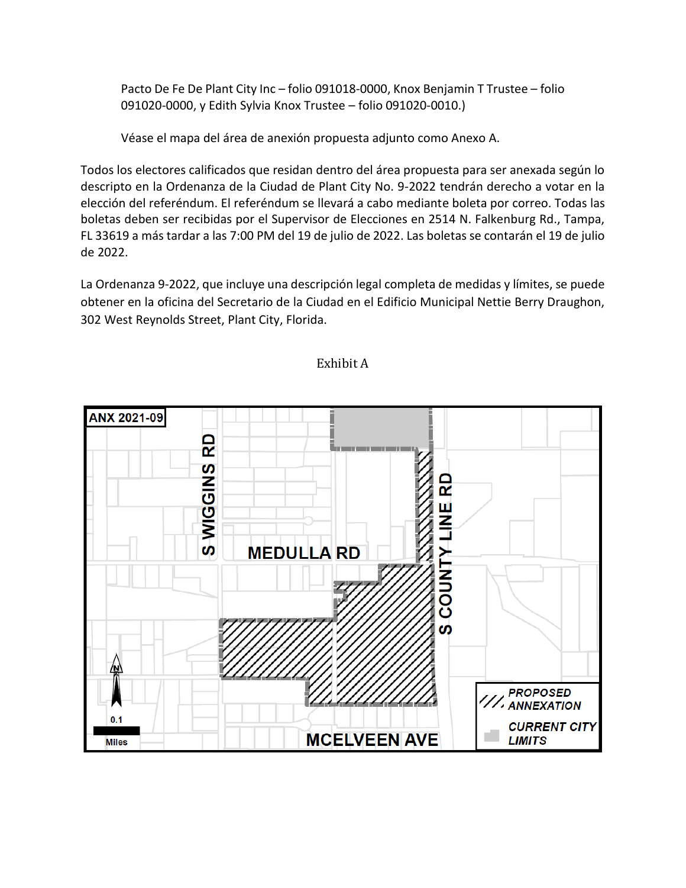Pacto De Fe De Plant City Inc – folio 091018-0000, Knox Benjamin T Trustee – folio 091020-0000, y Edith Sylvia Knox Trustee – folio 091020-0010.)

Véase el mapa del área de anexión propuesta adjunto como Anexo A.

Todos los electores calificados que residan dentro del área propuesta para ser anexada según lo descripto en la Ordenanza de la Ciudad de Plant City No. 9-2022 tendrán derecho a votar en la elección del referéndum. El referéndum se llevará a cabo mediante boleta por correo. Todas las boletas deben ser recibidas por el Supervisor de Elecciones en 2514 N. Falkenburg Rd., Tampa, FL 33619 a más tardar a las 7:00 PM del 19 de julio de 2022. Las boletas se contarán el 19 de julio de 2022.

La Ordenanza 9-2022, que incluye una descripción legal completa de medidas y límites, se puede obtener en la oficina del Secretario de la Ciudad en el Edificio Municipal Nettie Berry Draughon, 302 West Reynolds Street, Plant City, Florida.

Exhibit A

ANX 2021-09

S WIGGINS RD

MEDULLA RD

S COUNTY LINE RD

MCELVEEN AVE

N

0.1

Miles

PROPOSED ANNEXATION

CURRENT CITY LIMITS